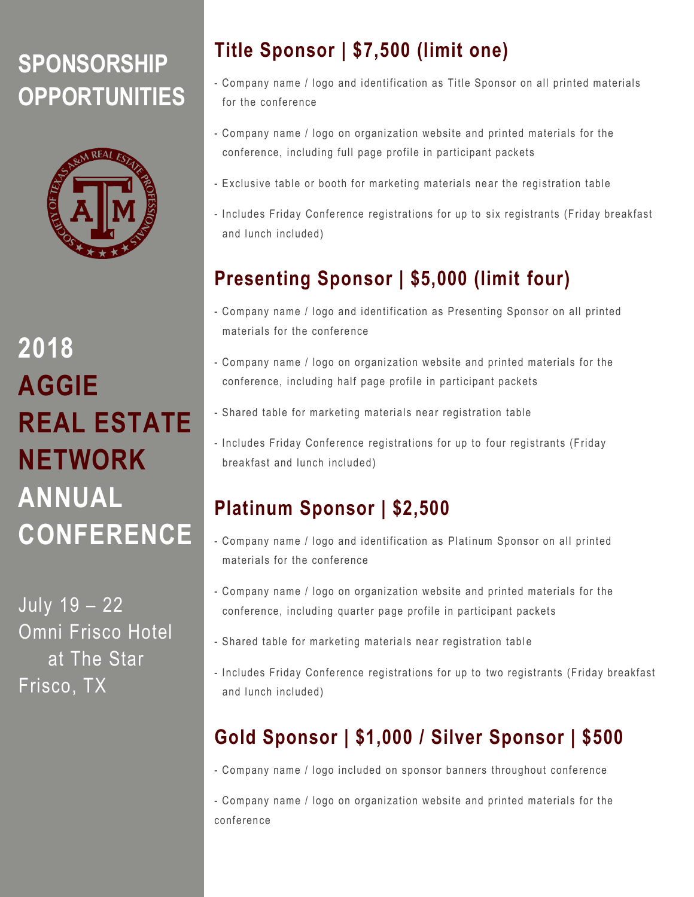# SPONSORSHIP OPPORTUNITIES

# 2018 AGGIE REAL ESTATE NETWORK ANNUAL CONFERENCE

July 19 – 22
Omni Frisco Hotel at The Star
Frisco, TX

## Title Sponsor | $7,500 (limit one)

- Company name / logo and identification as Title Sponsor on all printed materials for the conference
- Company name / logo on organization website and printed materials for the conference, including full page profile in participant packets
- Exclusive table or booth for marketing materials near the registration table
- Includes Friday Conference registrations for up to six registrants (Friday breakfast and lunch included)

## Presenting Sponsor | $5,000 (limit four)

- Company name / logo and identification as Presenting Sponsor on all printed materials for the conference
- Company name / logo on organization website and printed materials for the conference, including half page profile in participant packets
- Shared table for marketing materials near registration table
- Includes Friday Conference registrations for up to four registrants (Friday breakfast and lunch included)

## Platinum Sponsor | $2,500

- Company name / logo and identification as Platinum Sponsor on all printed materials for the conference
- Company name / logo on organization website and printed materials for the conference, including quarter page profile in participant packets
- Shared table for marketing materials near registration table
- Includes Friday Conference registrations for up to two registrants (Friday breakfast and lunch included)

## Gold Sponsor | $1,000 / Silver Sponsor | $500

- Company name / logo included on sponsor banners throughout conference
- Company name / logo on organization website and printed materials for the conference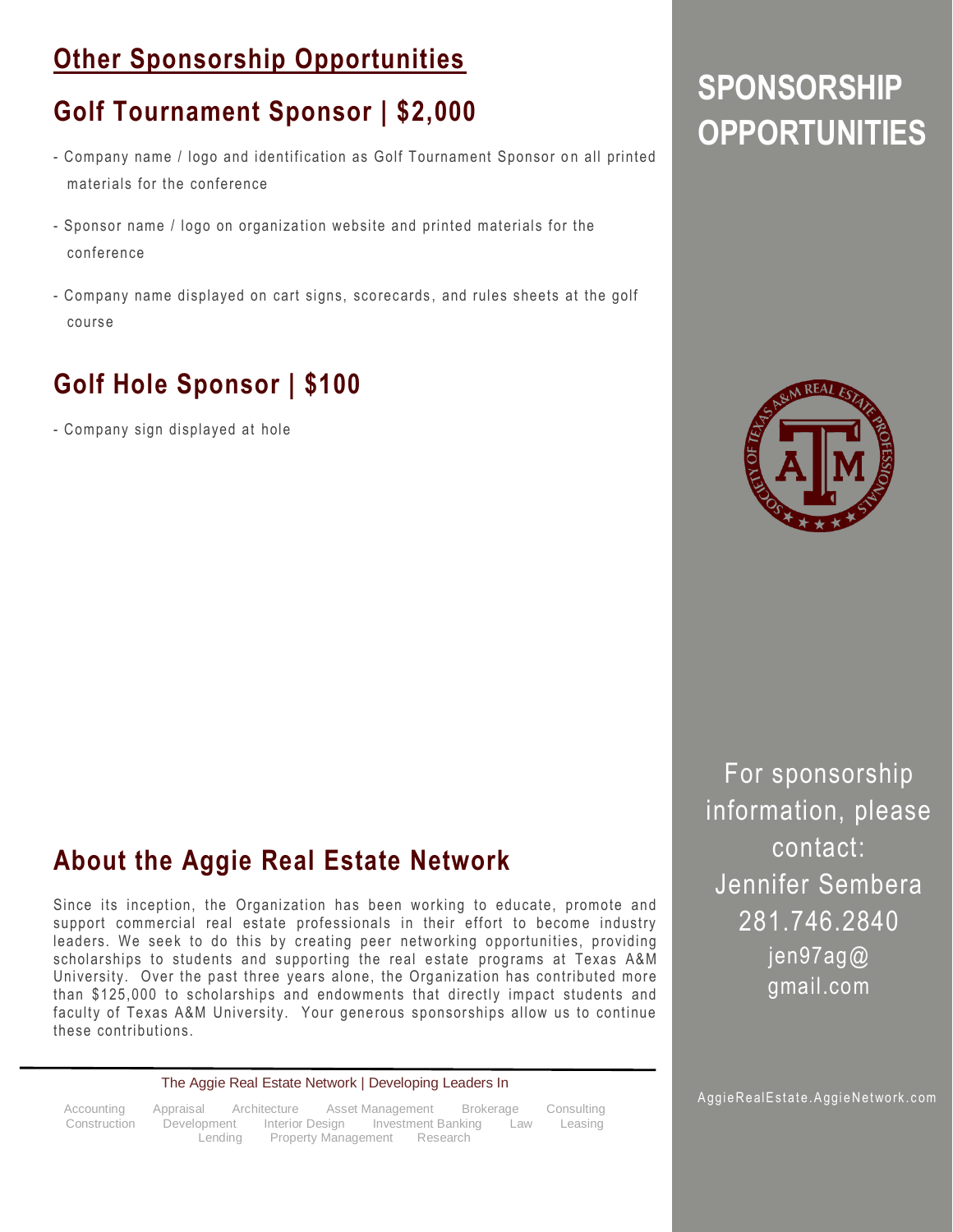## Other Sponsorship Opportunities

## Golf Tournament Sponsor | $2,000

- Company name / logo and identification as Golf Tournament Sponsor on all printed materials for the conference
- Sponsor name / logo on organization website and printed materials for the conference
- Company name displayed on cart signs, scorecards, and rules sheets at the golf course

## Golf Hole Sponsor | $100

- Company sign displayed at hole

## About the Aggie Real Estate Network

Since its inception, the Organization has been working to educate, promote and support commercial real estate professionals in their effort to become industry leaders. We seek to do this by creating peer networking opportunities, providing scholarships to students and supporting the real estate programs at Texas A&M University. Over the past three years alone, the Organization has contributed more than $125,000 to scholarships and endowments that directly impact students and faculty of Texas A&M University. Your generous sponsorships allow us to continue these contributions.

The Aggie Real Estate Network | Developing Leaders In

Accounting Appraisal Architecture Asset Management Brokerage Consulting Construction Development Interior Design Investment Banking Law Leasing Lending Property Management Research

# SPONSORSHIP OPPORTUNITIES

For sponsorship information, please contact:
Jennifer Sembera
281.746.2840
jen97ag@gmail.com

AggieRealEstate.AggieNetwork.com